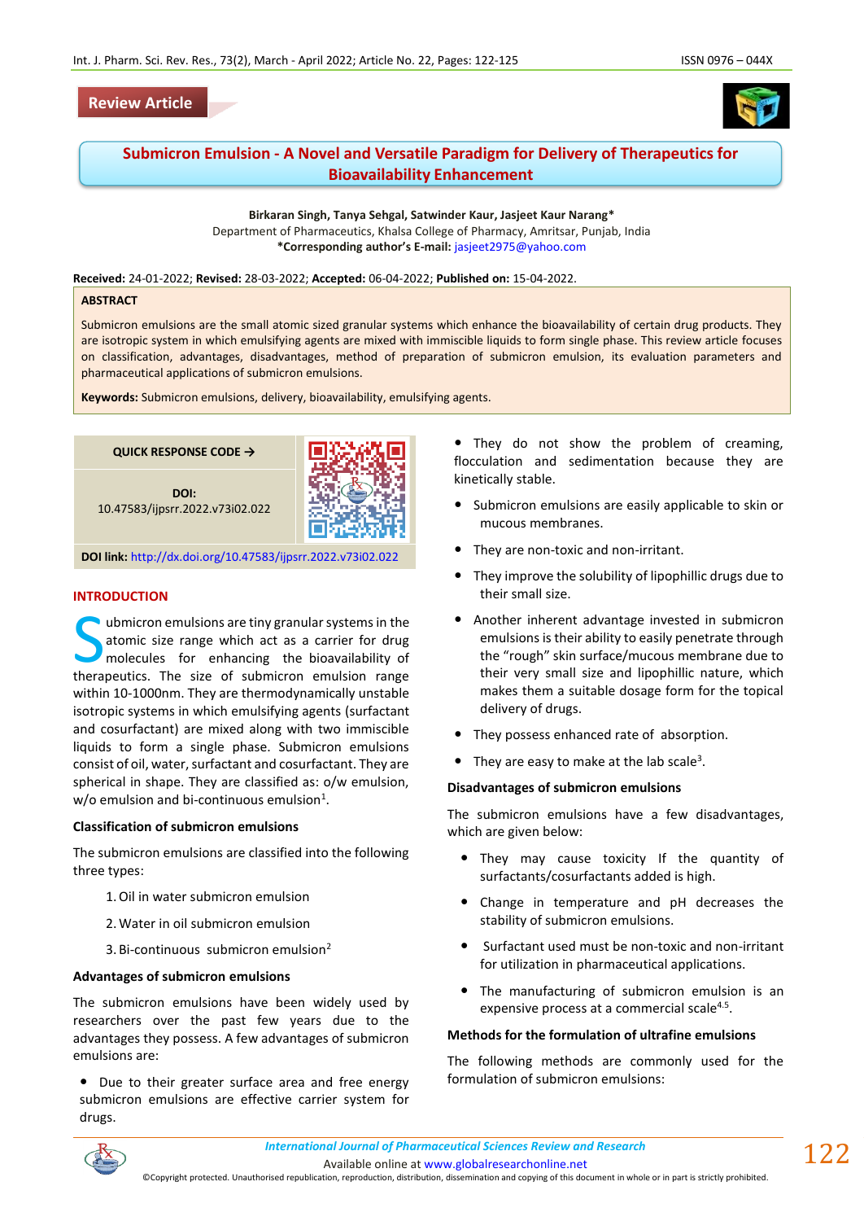Review Article

# Submicron Emulsion - A Novel and Versatile Paradigm for Delivery of Therapeutics for Bioavailability Enhancement

**Birkaran Singh, Tanya Sehgal, Satwinder Kaur, Jasjeet Kaur Narang***

Department of Pharmaceutics, Khalsa College of Pharmacy, Amritsar, Punjab, India

***Corresponding author's E-mail:** jasjeet2975@yahoo.com

**Received:** 24-01-2022; **Revised:** 28-03-2022; **Accepted:** 06-04-2022; **Published on:** 15-04-2022.

## ABSTRACT

Submicron emulsions are the small atomic sized granular systems which enhance the bioavailability of certain drug products. They are isotropic system in which emulsifying agents are mixed with immiscible liquids to form single phase. This review article focuses on classification, advantages, disadvantages, method of preparation of submicron emulsion, its evaluation parameters and pharmaceutical applications of submicron emulsions.

**Keywords:** Submicron emulsions, delivery, bioavailability, emulsifying agents.

**QUICK RESPONSE CODE →**

**DOI:** 10.47583/ijpsrr.2022.v73i02.022

**DOI link:** http://dx.doi.org/10.47583/ijpsrr.2022.v73i02.022

## INTRODUCTION

Submicron emulsions are tiny granular systems in the atomic size range which act as a carrier for drug molecules for enhancing the bioavailability of therapeutics. The size of submicron emulsion range within 10-1000nm. They are thermodynamically unstable isotropic systems in which emulsifying agents (surfactant and cosurfactant) are mixed along with two immiscible liquids to form a single phase. Submicron emulsions consist of oil, water, surfactant and cosurfactant. They are spherical in shape. They are classified as: o/w emulsion, w/o emulsion and bi-continuous emulsion[1].

### Classification of submicron emulsions

The submicron emulsions are classified into the following three types:

1. Oil in water submicron emulsion
2. Water in oil submicron emulsion
3. Bi-continuous submicron emulsion[2]

### Advantages of submicron emulsions

The submicron emulsions have been widely used by researchers over the past few years due to the advantages they possess. A few advantages of submicron emulsions are:

- Due to their greater surface area and free energy submicron emulsions are effective carrier system for drugs.
- They do not show the problem of creaming, flocculation and sedimentation because they are kinetically stable.
- Submicron emulsions are easily applicable to skin or mucous membranes.
- They are non-toxic and non-irritant.
- They improve the solubility of lipophillic drugs due to their small size.
- Another inherent advantage invested in submicron emulsions is their ability to easily penetrate through the "rough" skin surface/mucous membrane due to their very small size and lipophillic nature, which makes them a suitable dosage form for the topical delivery of drugs.
- They possess enhanced rate of absorption.
- They are easy to make at the lab scale[3].

### Disadvantages of submicron emulsions

The submicron emulsions have a few disadvantages, which are given below:

- They may cause toxicity If the quantity of surfactants/cosurfactants added is high.
- Change in temperature and pH decreases the stability of submicron emulsions.
- Surfactant used must be non-toxic and non-irritant for utilization in pharmaceutical applications.
- The manufacturing of submicron emulsion is an expensive process at a commercial scale[4,5].

### Methods for the formulation of ultrafine emulsions

The following methods are commonly used for the formulation of submicron emulsions: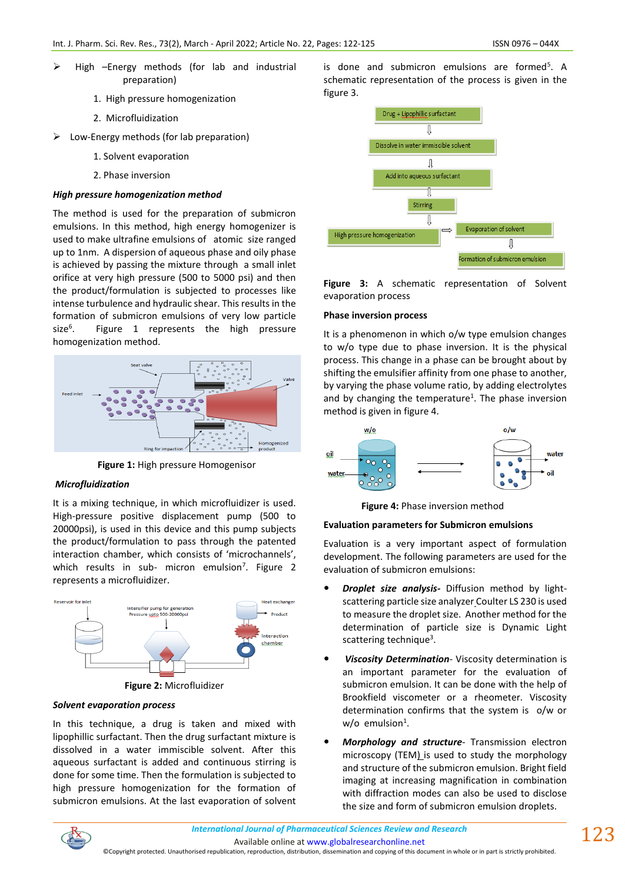- High –Energy methods (for lab and industrial preparation)
  1. High pressure homogenization
  2. Microfluidization
- Low-Energy methods (for lab preparation)
  1. Solvent evaporation
  2. Phase inversion

***High pressure homogenization method***

The method is used for the preparation of submicron emulsions. In this method, high energy homogenizer is used to make ultrafine emulsions of atomic size ranged up to 1nm. A dispersion of aqueous phase and oily phase is achieved by passing the mixture through a small inlet orifice at very high pressure (500 to 5000 psi) and then the product/formulation is subjected to processes like intense turbulence and hydraulic shear. This results in the formation of submicron emulsions of very low particle size[6]. Figure 1 represents the high pressure homogenization method.

**Figure 1:** High pressure Homogenisor

***Microfluidization***

It is a mixing technique, in which microfluidizer is used. High-pressure positive displacement pump (500 to 20000psi), is used in this device and this pump subjects the product/formulation to pass through the patented interaction chamber, which consists of 'microchannels', which results in sub- micron emulsion[7]. Figure 2 represents a microfluidizer.

**Figure 2:** Microfluidizer

***Solvent evaporation process***

In this technique, a drug is taken and mixed with lipophillic surfactant. Then the drug surfactant mixture is dissolved in a water immiscible solvent. After this aqueous surfactant is added and continuous stirring is done for some time. Then the formulation is subjected to high pressure homogenization for the formation of submicron emulsions. At the last evaporation of solvent is done and submicron emulsions are formed[5]. A schematic representation of the process is given in the figure 3.

**Figure 3:** A schematic representation of Solvent evaporation process

**Phase inversion process**

It is a phenomenon in which o/w type emulsion changes to w/o type due to phase inversion. It is the physical process. This change in a phase can be brought about by shifting the emulsifier affinity from one phase to another, by varying the phase volume ratio, by adding electrolytes and by changing the temperature[1]. The phase inversion method is given in figure 4.

**Figure 4:** Phase inversion method

**Evaluation parameters for Submicron emulsions**

Evaluation is a very important aspect of formulation development. The following parameters are used for the evaluation of submicron emulsions:

- ***Droplet size analysis-*** Diffusion method by light-scattering particle size analyzer Coulter LS 230 is used to measure the droplet size. Another method for the determination of particle size is Dynamic Light scattering technique[3].
- ***Viscosity Determination***- Viscosity determination is an important parameter for the evaluation of submicron emulsion. It can be done with the help of Brookfield viscometer or a rheometer. Viscosity determination confirms that the system is o/w or w/o emulsion[1].
- ***Morphology and structure***- Transmission electron microscopy (TEM) is used to study the morphology and structure of the submicron emulsion. Bright field imaging at increasing magnification in combination with diffraction modes can also be used to disclose the size and form of submicron emulsion droplets.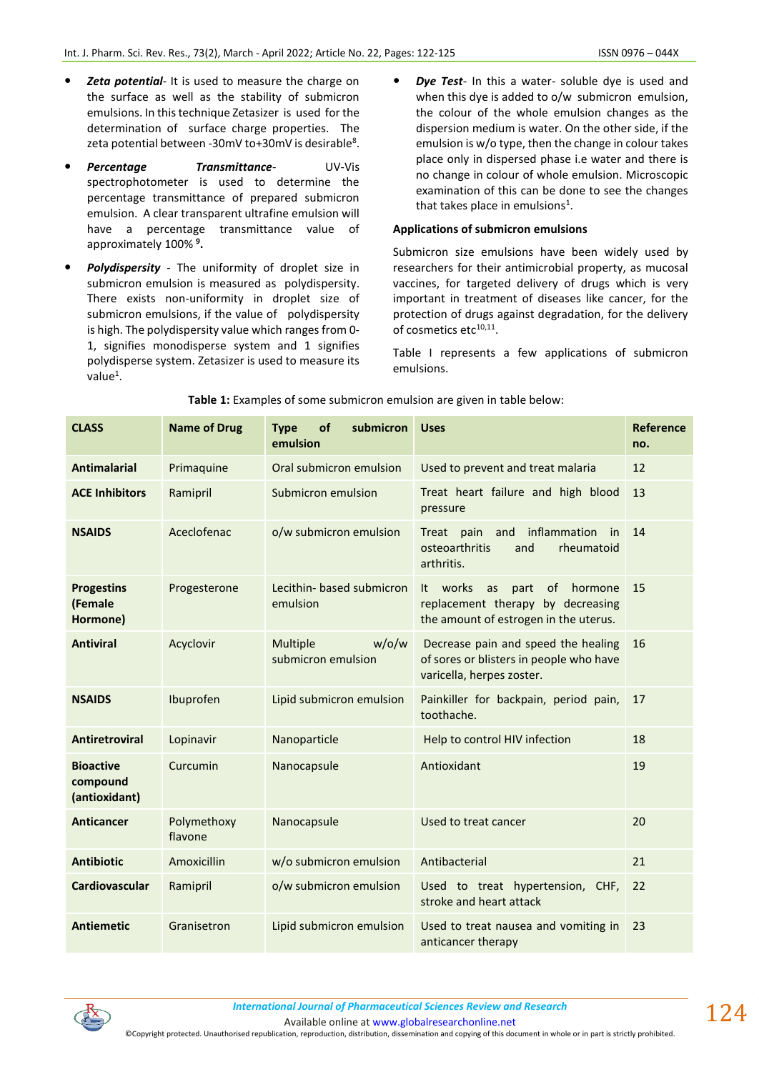- ***Zeta potential***- It is used to measure the charge on the surface as well as the stability of submicron emulsions. In this technique Zetasizer is used for the determination of surface charge properties. The zeta potential between -30mV to+30mV is desirable[8].
- ***Percentage Transmittance***- UV-Vis spectrophotometer is used to determine the percentage transmittance of prepared submicron emulsion. A clear transparent ultrafine emulsion will have a percentage transmittance value of approximately 100% [9].
- ***Polydispersity*** - The uniformity of droplet size in submicron emulsion is measured as polydispersity. There exists non-uniformity in droplet size of submicron emulsions, if the value of polydispersity is high. The polydispersity value which ranges from 0-1, signifies monodisperse system and 1 signifies polydisperse system. Zetasizer is used to measure its value[1].
- ***Dye Test***- In this a water- soluble dye is used and when this dye is added to o/w submicron emulsion, the colour of the whole emulsion changes as the dispersion medium is water. On the other side, if the emulsion is w/o type, then the change in colour takes place only in dispersed phase i.e water and there is no change in colour of whole emulsion. Microscopic examination of this can be done to see the changes that takes place in emulsions[1].

**Applications of submicron emulsions**

Submicron size emulsions have been widely used by researchers for their antimicrobial property, as mucosal vaccines, for targeted delivery of drugs which is very important in treatment of diseases like cancer, for the protection of drugs against degradation, for the delivery of cosmetics etc[10,11].

Table I represents a few applications of submicron emulsions.

**Table 1:** Examples of some submicron emulsion are given in table below:

| CLASS | Name of Drug | Type of submicron emulsion | Uses | Reference no. |
|---|---|---|---|---|
| **Antimalarial** | Primaquine | Oral submicron emulsion | Used to prevent and treat malaria | 12 |
| **ACE Inhibitors** | Ramipril | Submicron emulsion | Treat heart failure and high blood pressure | 13 |
| **NSAIDS** | Aceclofenac | o/w submicron emulsion | Treat pain and inflammation in osteoarthritis and rheumatoid arthritis. | 14 |
| **Progestins (Female Hormone)** | Progesterone | Lecithin- based submicron emulsion | It works as part of hormone replacement therapy by decreasing the amount of estrogen in the uterus. | 15 |
| **Antiviral** | Acyclovir | Multiple w/o/w submicron emulsion | Decrease pain and speed the healing of sores or blisters in people who have varicella, herpes zoster. | 16 |
| **NSAIDS** | Ibuprofen | Lipid submicron emulsion | Painkiller for backpain, period pain, toothache. | 17 |
| **Antiretroviral** | Lopinavir | Nanoparticle | Help to control HIV infection | 18 |
| **Bioactive compound (antioxidant)** | Curcumin | Nanocapsule | Antioxidant | 19 |
| **Anticancer** | Polymethoxy flavone | Nanocapsule | Used to treat cancer | 20 |
| **Antibiotic** | Amoxicillin | w/o submicron emulsion | Antibacterial | 21 |
| **Cardiovascular** | Ramipril | o/w submicron emulsion | Used to treat hypertension, CHF, stroke and heart attack | 22 |
| **Antiemetic** | Granisetron | Lipid submicron emulsion | Used to treat nausea and vomiting in anticancer therapy | 23 |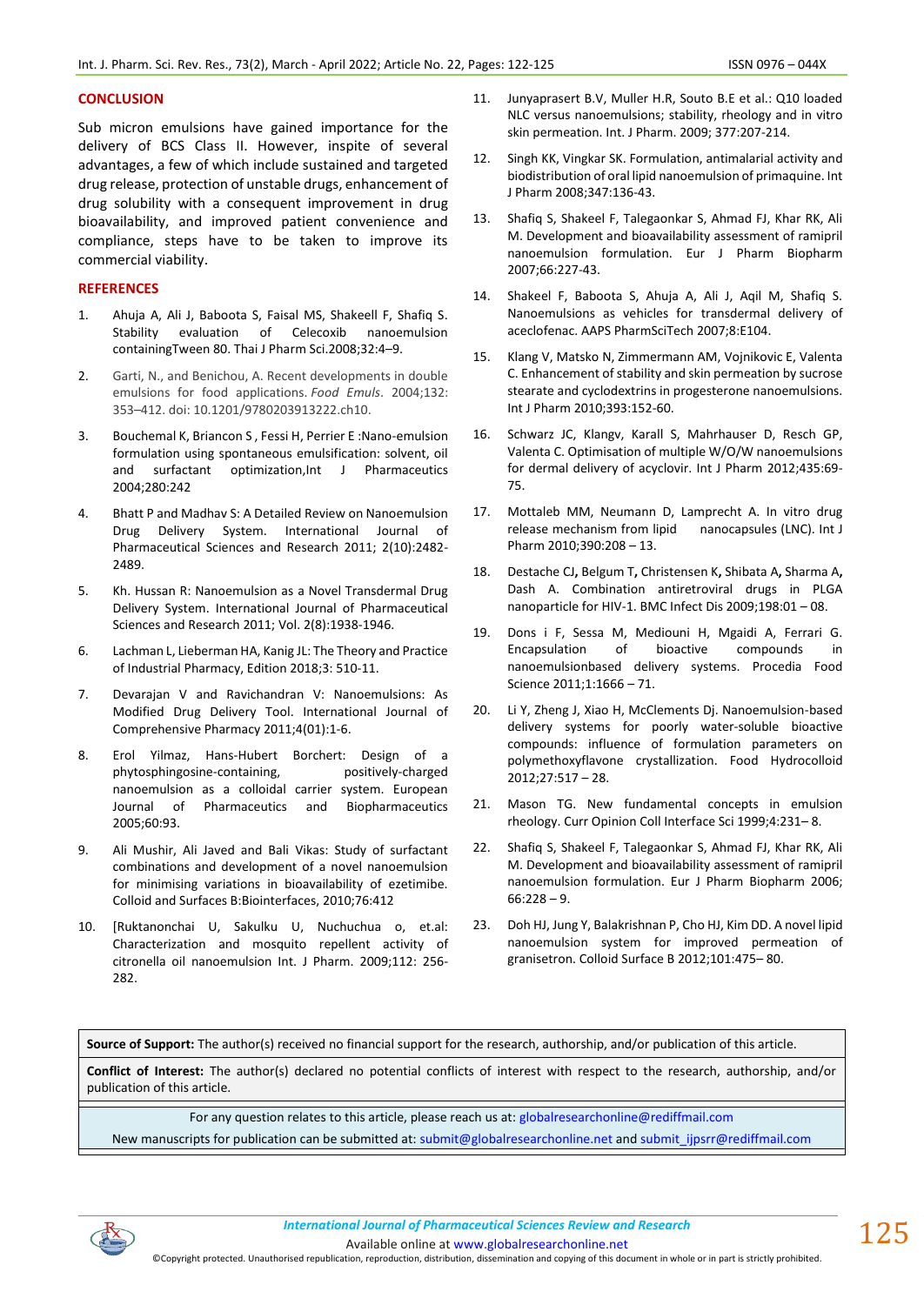## CONCLUSION

Sub micron emulsions have gained importance for the delivery of BCS Class II. However, inspite of several advantages, a few of which include sustained and targeted drug release, protection of unstable drugs, enhancement of drug solubility with a consequent improvement in drug bioavailability, and improved patient convenience and compliance, steps have to be taken to improve its commercial viability.

## REFERENCES

1. Ahuja A, Ali J, Baboota S, Faisal MS, Shakeell F, Shafiq S. Stability evaluation of Celecoxib nanoemulsion containingTween 80. Thai J Pharm Sci.2008;32:4–9.
2. Garti, N., and Benichou, A. Recent developments in double emulsions for food applications. *Food Emuls*. 2004;132: 353–412. doi: 10.1201/9780203913222.ch10.
3. Bouchemal K, Briancon S , Fessi H, Perrier E :Nano-emulsion formulation using spontaneous emulsification: solvent, oil and surfactant optimization,Int J Pharmaceutics 2004;280:242
4. Bhatt P and Madhav S: A Detailed Review on Nanoemulsion Drug Delivery System. International Journal of Pharmaceutical Sciences and Research 2011; 2(10):2482-2489.
5. Kh. Hussan R: Nanoemulsion as a Novel Transdermal Drug Delivery System. International Journal of Pharmaceutical Sciences and Research 2011; Vol. 2(8):1938-1946.
6. Lachman L, Lieberman HA, Kanig JL: The Theory and Practice of Industrial Pharmacy, Edition 2018;3: 510-11.
7. Devarajan V and Ravichandran V: Nanoemulsions: As Modified Drug Delivery Tool. International Journal of Comprehensive Pharmacy 2011;4(01):1-6.
8. Erol Yilmaz, Hans-Hubert Borchert: Design of a phytosphingosine-containing, positively-charged nanoemulsion as a colloidal carrier system. European Journal of Pharmaceutics and Biopharmaceutics 2005;60:93.
9. Ali Mushir, Ali Javed and Bali Vikas: Study of surfactant combinations and development of a novel nanoemulsion for minimising variations in bioavailability of ezetimibe. Colloid and Surfaces B:Biointerfaces, 2010;76:412
10. [Ruktanonchai U, Sakulku U, Nuchuhua o, et.al: Characterization and mosquito repellent activity of citronella oil nanoemulsion Int. J Pharm. 2009;112: 256-282.
11. Junyaprasert B.V, Muller H.R, Souto B.E et al.: Q10 loaded NLC versus nanoemulsions; stability, rheology and in vitro skin permeation. Int. J Pharm. 2009; 377:207-214.
12. Singh KK, Vingkar SK. Formulation, antimalarial activity and biodistribution of oral lipid nanoemulsion of primaquine. Int J Pharm 2008;347:136-43.
13. Shafiq S, Shakeel F, Talegaonkar S, Ahmad FJ, Khar RK, Ali M. Development and bioavailability assessment of ramipril nanoemulsion formulation. Eur J Pharm Biopharm 2007;66:227-43.
14. Shakeel F, Baboota S, Ahuja A, Ali J, Aqil M, Shafiq S. Nanoemulsions as vehicles for transdermal delivery of aceclofenac. AAPS PharmSciTech 2007;8:E104.
15. Klang V, Matsko N, Zimmermann AM, Vojnikovic E, Valenta C. Enhancement of stability and skin permeation by sucrose stearate and cyclodextrins in progesterone nanoemulsions. Int J Pharm 2010;393:152-60.
16. Schwarz JC, Klangv, Karall S, Mahrhauser D, Resch GP, Valenta C. Optimisation of multiple W/O/W nanoemulsions for dermal delivery of acyclovir. Int J Pharm 2012;435:69-75.
17. Mottaleb MM, Neumann D, Lamprecht A. In vitro drug release mechanism from lipid nanocapsules (LNC). Int J Pharm 2010;390:208 – 13.
18. Destache CJ**,** Belgum T**,** Christensen K**,** Shibata A**,** Sharma A**,** Dash A. Combination antiretroviral drugs in PLGA nanoparticle for HIV-1. BMC Infect Dis 2009;198:01 – 08.
19. Dons i F, Sessa M, Mediouni H, Mgaidi A, Ferrari G. Encapsulation of bioactive compounds in nanoemulsionbased delivery systems. Procedia Food Science 2011;1:1666 – 71.
20. Li Y, Zheng J, Xiao H, McClements Dj. Nanoemulsion-based delivery systems for poorly water-soluble bioactive compounds: influence of formulation parameters on polymethoxyflavone crystallization. Food Hydrocolloid 2012;27:517 – 28.
21. Mason TG. New fundamental concepts in emulsion rheology. Curr Opinion Coll Interface Sci 1999;4:231– 8.
22. Shafiq S, Shakeel F, Talegaonkar S, Ahmad FJ, Khar RK, Ali M. Development and bioavailability assessment of ramipril nanoemulsion formulation. Eur J Pharm Biopharm 2006; 66:228 – 9.
23. Doh HJ, Jung Y, Balakrishnan P, Cho HJ, Kim DD. A novel lipid nanoemulsion system for improved permeation of granisetron. Colloid Surface B 2012;101:475– 80.

**Source of Support:** The author(s) received no financial support for the research, authorship, and/or publication of this article.

**Conflict of Interest:** The author(s) declared no potential conflicts of interest with respect to the research, authorship, and/or publication of this article.

For any question relates to this article, please reach us at: globalresearchonline@rediffmail.com

New manuscripts for publication can be submitted at: submit@globalresearchonline.net and submit_ijpsrr@rediffmail.com